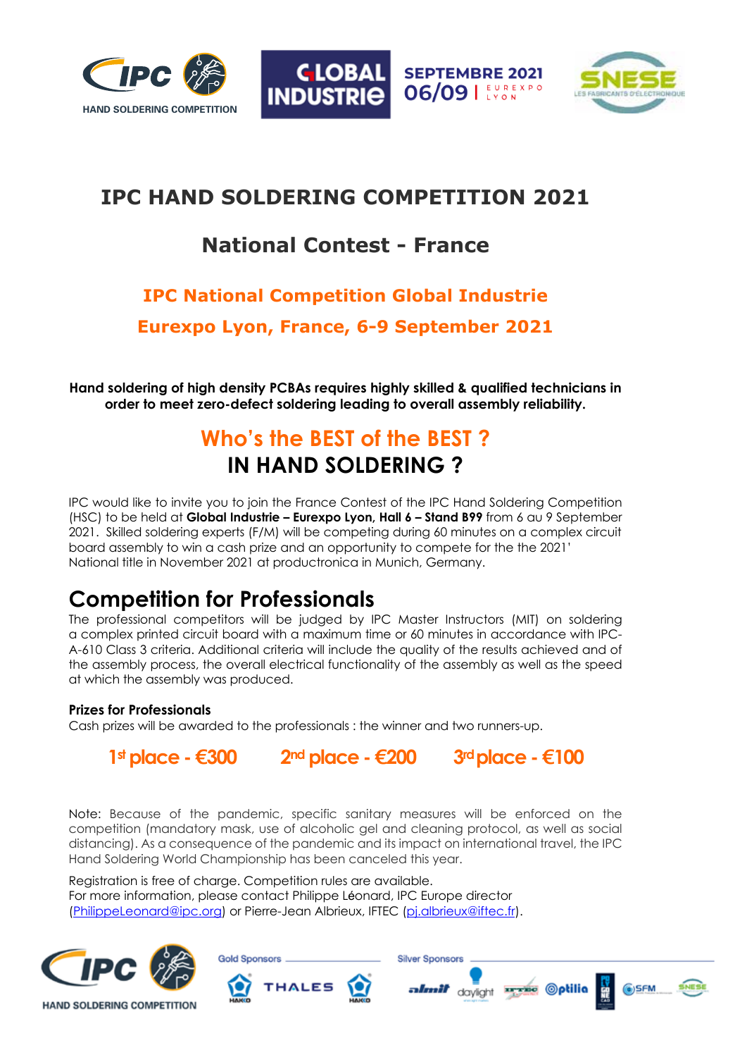# IPC HAND SOLDERING COMPETITION 2021

## National Contest - France

### IPC National Competition Global Industrie

### Eurexpo Lyon, France, 6-9 September 2021

**Hand soldering of high density PCBAs requires highly skilled & qualified technicians in order to meet zero-defect soldering leading to overall assembly reliability.**

## Who's the BEST of the BEST ?
## IN HAND SOLDERING ?

IPC would like to invite you to join the France Contest of the IPC Hand Soldering Competition (HSC) to be held at **Global Industrie – Eurexpo Lyon, Hall 6 – Stand B99** from 6 au 9 September 2021. Skilled soldering experts (F/M) will be competing during 60 minutes on a complex circuit board assembly to win a cash prize and an opportunity to compete for the the 2021' National title in November 2021 at productronica in Munich, Germany.

# Competition for Professionals

The professional competitors will be judged by IPC Master Instructors (MIT) on soldering a complex printed circuit board with a maximum time or 60 minutes in accordance with IPC-A-610 Class 3 criteria. Additional criteria will include the quality of the results achieved and of the assembly process, the overall electrical functionality of the assembly as well as the speed at which the assembly was produced.

**Prizes for Professionals**

Cash prizes will be awarded to the professionals : the winner and two runners-up.

**1st place - €300 2nd place - €200 3rd place - €100**

Note: Because of the pandemic, specific sanitary measures will be enforced on the competition (mandatory mask, use of alcoholic gel and cleaning protocol, as well as social distancing). As a consequence of the pandemic and its impact on international travel, the IPC Hand Soldering World Championship has been canceled this year.

Registration is free of charge. Competition rules are available.
For more information, please contact Philippe Léonard, IPC Europe director (PhilippeLeonard@ipc.org) or Pierre-Jean Albrieux, IFTEC (pj.albrieux@iftec.fr).

Gold Sponsors

Silver Sponsors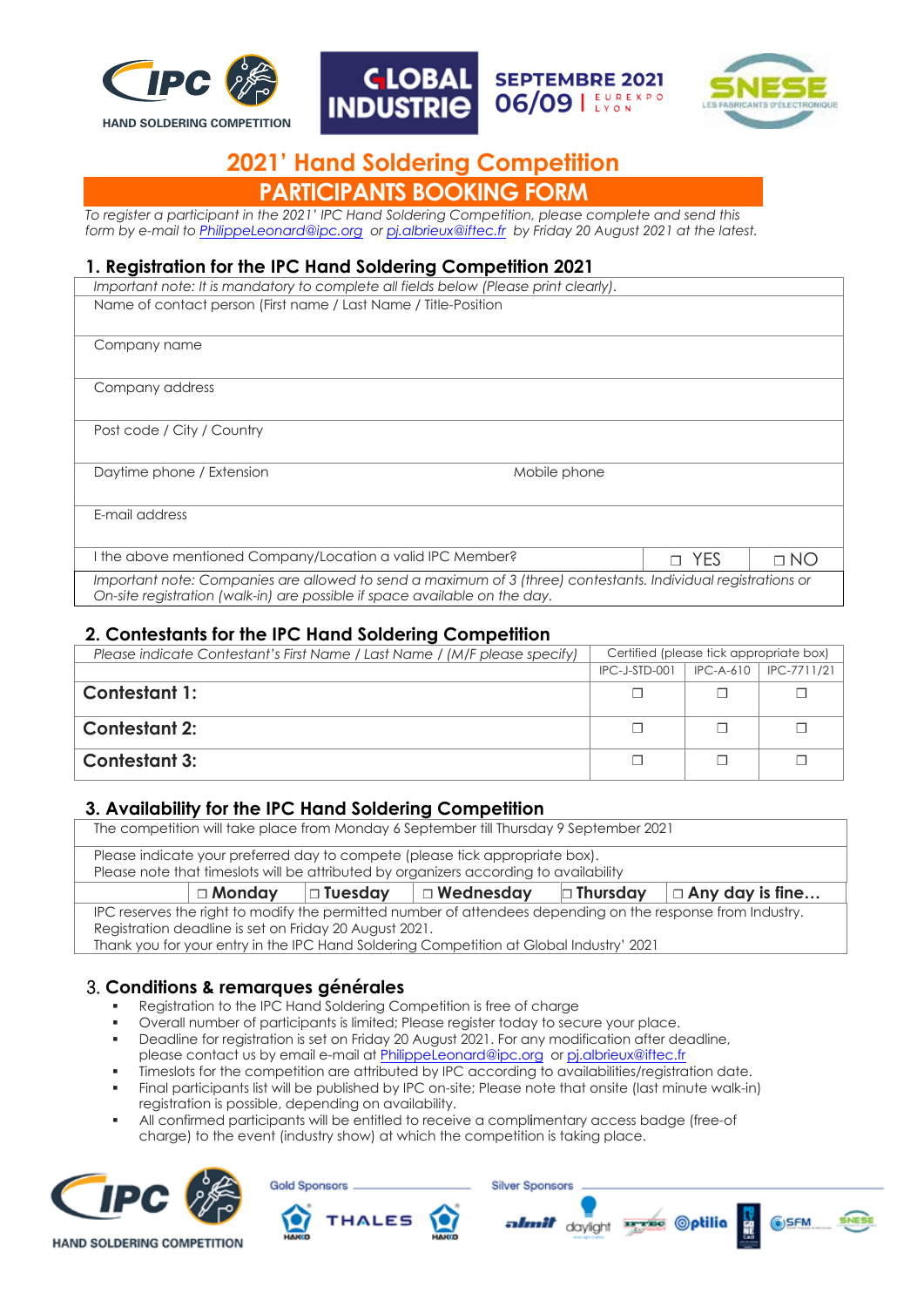HAND SOLDERING COMPETITION

GLOBAL INDUSTRIE

SEPTEMBRE 2021
06/09 | EUREXPO LYON

SNESE
LES FABRICANTS D'ÉLECTRONIQUE

# 2021' Hand Soldering Competition

## PARTICIPANTS BOOKING FORM

*To register a participant in the 2021' IPC Hand Soldering Competition, please complete and send this form by e-mail to PhilippeLeonard@ipc.org or pj.albrieux@iftec.fr by Friday 20 August 2021 at the latest.*

### 1. Registration for the IPC Hand Soldering Competition 2021

| | | |
|---|---|---|
| *Important note: It is mandatory to complete all fields below (Please print clearly).* | | |
| Name of contact person (First name / Last Name / Title-Position | | |
| Company name | | |
| Company address | | |
| Post code / City / Country | | |
| Daytime phone / Extension | Mobile phone | |
| E-mail address | | |
| I the above mentioned Company/Location a valid IPC Member? | ☐ YES | ☐ NO |
| *Important note: Companies are allowed to send a maximum of 3 (three) contestants. Individual registrations or On-site registration (walk-in) are possible if space available on the day.* | | |

### 2. Contestants for the IPC Hand Soldering Competition

| *Please indicate Contestant's First Name / Last Name / (M/F please specify)* | Certified (please tick appropriate box) | | |
|---|---|---|---|
| | IPC-J-STD-001 | IPC-A-610 | IPC-7711/21 |
| **Contestant 1:** | ☐ | ☐ | ☐ |
| **Contestant 2:** | ☐ | ☐ | ☐ |
| **Contestant 3:** | ☐ | ☐ | ☐ |

### 3. Availability for the IPC Hand Soldering Competition

| | | | | | |
|---|---|---|---|---|---|
| The competition will take place from Monday 6 September till Thursday 9 September 2021 | | | | | |
| Please indicate your preferred day to compete (please tick appropriate box). Please note that timeslots will be attributed by organizers according to availability | | | | | |
| | ☐ **Monday** | ☐ **Tuesday** | ☐ **Wednesday** | ☐ **Thursday** | ☐ **Any day is fine…** |
| IPC reserves the right to modify the permitted number of attendees depending on the response from Industry. Registration deadline is set on Friday 20 August 2021. Thank you for your entry in the IPC Hand Soldering Competition at Global Industry' 2021 | | | | | |

### 3. Conditions & remarques générales

- Registration to the IPC Hand Soldering Competition is free of charge
- Overall number of participants is limited; Please register today to secure your place.
- Deadline for registration is set on Friday 20 August 2021. For any modification after deadline, please contact us by email e-mail at PhilippeLeonard@ipc.org or pj.albrieux@iftec.fr
- Timeslots for the competition are attributed by IPC according to availabilities/registration date.
- Final participants list will be published by IPC on-site; Please note that onsite (last minute walk-in) registration is possible, depending on availability.
- All confirmed participants will be entitled to receive a complimentary access badge (free-of charge) to the event (industry show) at which the competition is taking place.

HAND SOLDERING COMPETITION

Gold Sponsors: HAKKO, THALES, HAKKO

Silver Sponsors: almit, daylight, IFTEC, Optilia, CAD, SFM, SNESE